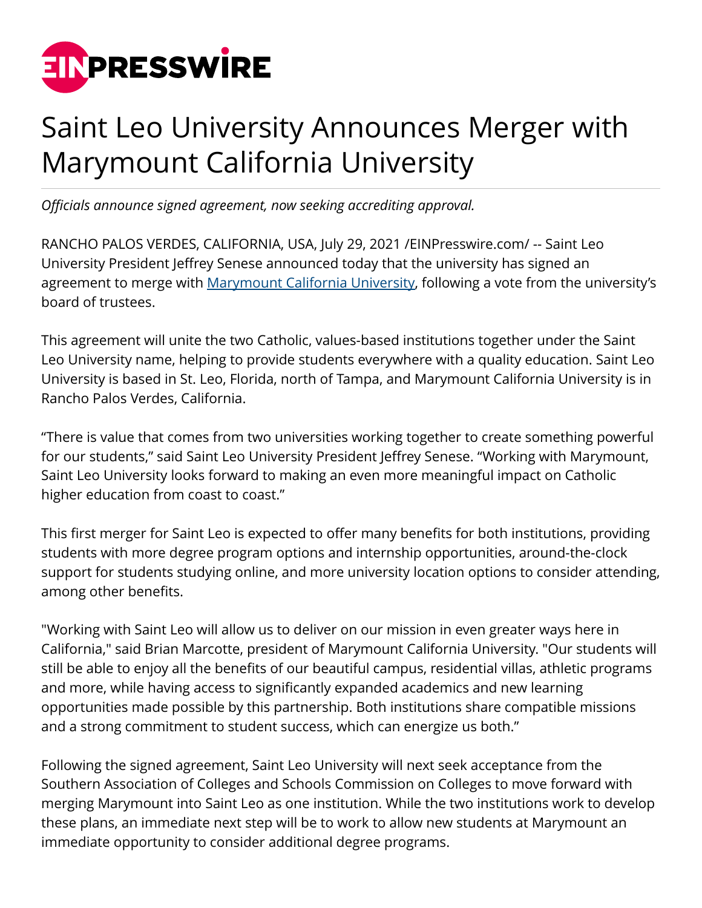# Saint Leo University Announces Merger with Marymount California University

*Officials announce signed agreement, now seeking accrediting approval.*

RANCHO PALOS VERDES, CALIFORNIA, USA, July 29, 2021 /EINPresswire.com/ -- Saint Leo University President Jeffrey Senese announced today that the university has signed an agreement to merge with [Marymount California University](), following a vote from the university's board of trustees.

This agreement will unite the two Catholic, values-based institutions together under the Saint Leo University name, helping to provide students everywhere with a quality education. Saint Leo University is based in St. Leo, Florida, north of Tampa, and Marymount California University is in Rancho Palos Verdes, California.

"There is value that comes from two universities working together to create something powerful for our students," said Saint Leo University President Jeffrey Senese. "Working with Marymount, Saint Leo University looks forward to making an even more meaningful impact on Catholic higher education from coast to coast."

This first merger for Saint Leo is expected to offer many benefits for both institutions, providing students with more degree program options and internship opportunities, around-the-clock support for students studying online, and more university location options to consider attending, among other benefits.

"Working with Saint Leo will allow us to deliver on our mission in even greater ways here in California," said Brian Marcotte, president of Marymount California University. "Our students will still be able to enjoy all the benefits of our beautiful campus, residential villas, athletic programs and more, while having access to significantly expanded academics and new learning opportunities made possible by this partnership. Both institutions share compatible missions and a strong commitment to student success, which can energize us both."

Following the signed agreement, Saint Leo University will next seek acceptance from the Southern Association of Colleges and Schools Commission on Colleges to move forward with merging Marymount into Saint Leo as one institution. While the two institutions work to develop these plans, an immediate next step will be to work to allow new students at Marymount an immediate opportunity to consider additional degree programs.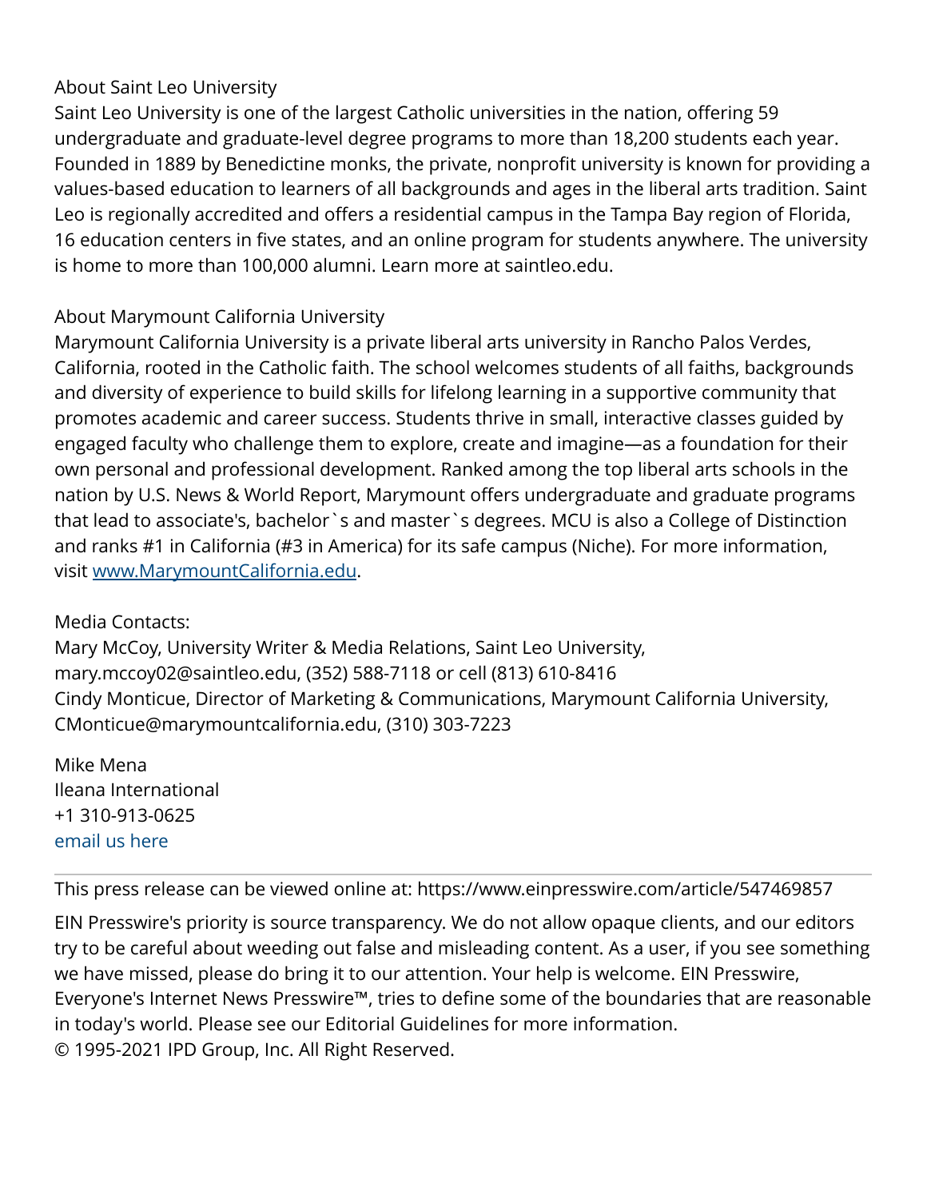About Saint Leo University
Saint Leo University is one of the largest Catholic universities in the nation, offering 59 undergraduate and graduate-level degree programs to more than 18,200 students each year. Founded in 1889 by Benedictine monks, the private, nonprofit university is known for providing a values-based education to learners of all backgrounds and ages in the liberal arts tradition. Saint Leo is regionally accredited and offers a residential campus in the Tampa Bay region of Florida, 16 education centers in five states, and an online program for students anywhere. The university is home to more than 100,000 alumni. Learn more at saintleo.edu.

About Marymount California University
Marymount California University is a private liberal arts university in Rancho Palos Verdes, California, rooted in the Catholic faith. The school welcomes students of all faiths, backgrounds and diversity of experience to build skills for lifelong learning in a supportive community that promotes academic and career success. Students thrive in small, interactive classes guided by engaged faculty who challenge them to explore, create and imagine—as a foundation for their own personal and professional development. Ranked among the top liberal arts schools in the nation by U.S. News & World Report, Marymount offers undergraduate and graduate programs that lead to associate's, bachelor`s and master`s degrees. MCU is also a College of Distinction and ranks #1 in California (#3 in America) for its safe campus (Niche). For more information, visit [www.MarymountCalifornia.edu](http://www.MarymountCalifornia.edu).

Media Contacts:
Mary McCoy, University Writer & Media Relations, Saint Leo University, mary.mccoy02@saintleo.edu, (352) 588-7118 or cell (813) 610-8416
Cindy Monticue, Director of Marketing & Communications, Marymount California University, CMonticue@marymountcalifornia.edu, (310) 303-7223

Mike Mena
Ileana International
+1 310-913-0625
email us here

---

This press release can be viewed online at: https://www.einpresswire.com/article/547469857

EIN Presswire's priority is source transparency. We do not allow opaque clients, and our editors try to be careful about weeding out false and misleading content. As a user, if you see something we have missed, please do bring it to our attention. Your help is welcome. EIN Presswire, Everyone's Internet News Presswire™, tries to define some of the boundaries that are reasonable in today's world. Please see our Editorial Guidelines for more information.
© 1995-2021 IPD Group, Inc. All Right Reserved.